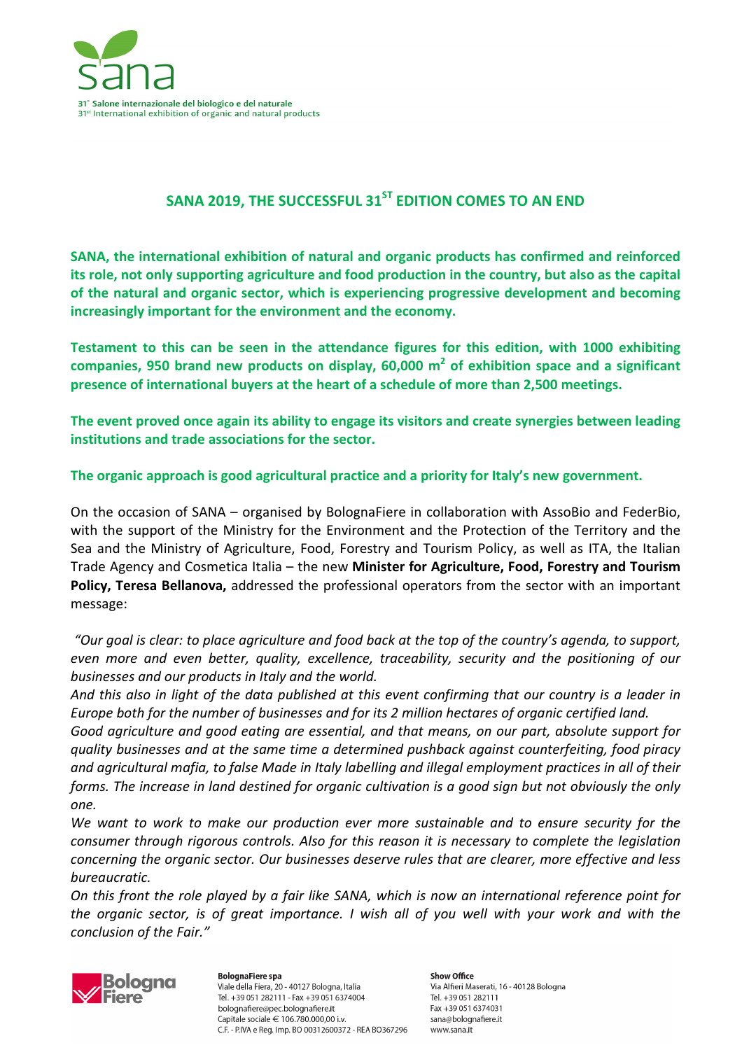# SANA 2019, THE SUCCESSFUL 31ST EDITION COMES TO AN END

**SANA, the international exhibition of natural and organic products has confirmed and reinforced its role, not only supporting agriculture and food production in the country, but also as the capital of the natural and organic sector, which is experiencing progressive development and becoming increasingly important for the environment and the economy.**

**Testament to this can be seen in the attendance figures for this edition, with 1000 exhibiting companies, 950 brand new products on display, 60,000 m$^2$ of exhibition space and a significant presence of international buyers at the heart of a schedule of more than 2,500 meetings.**

**The event proved once again its ability to engage its visitors and create synergies between leading institutions and trade associations for the sector.**

**The organic approach is good agricultural practice and a priority for Italy's new government.**

On the occasion of SANA – organised by BolognaFiere in collaboration with AssoBio and FederBio, with the support of the Ministry for the Environment and the Protection of the Territory and the Sea and the Ministry of Agriculture, Food, Forestry and Tourism Policy, as well as ITA, the Italian Trade Agency and Cosmetica Italia – the new **Minister for Agriculture, Food, Forestry and Tourism Policy, Teresa Bellanova,** addressed the professional operators from the sector with an important message:

*"Our goal is clear: to place agriculture and food back at the top of the country's agenda, to support, even more and even better, quality, excellence, traceability, security and the positioning of our businesses and our products in Italy and the world.*
*And this also in light of the data published at this event confirming that our country is a leader in Europe both for the number of businesses and for its 2 million hectares of organic certified land.*
*Good agriculture and good eating are essential, and that means, on our part, absolute support for quality businesses and at the same time a determined pushback against counterfeiting, food piracy and agricultural mafia, to false Made in Italy labelling and illegal employment practices in all of their forms. The increase in land destined for organic cultivation is a good sign but not obviously the only one.*
*We want to work to make our production ever more sustainable and to ensure security for the consumer through rigorous controls. Also for this reason it is necessary to complete the legislation concerning the organic sector. Our businesses deserve rules that are clearer, more effective and less bureaucratic.*
*On this front the role played by a fair like SANA, which is now an international reference point for the organic sector, is of great importance. I wish all of you well with your work and with the conclusion of the Fair."*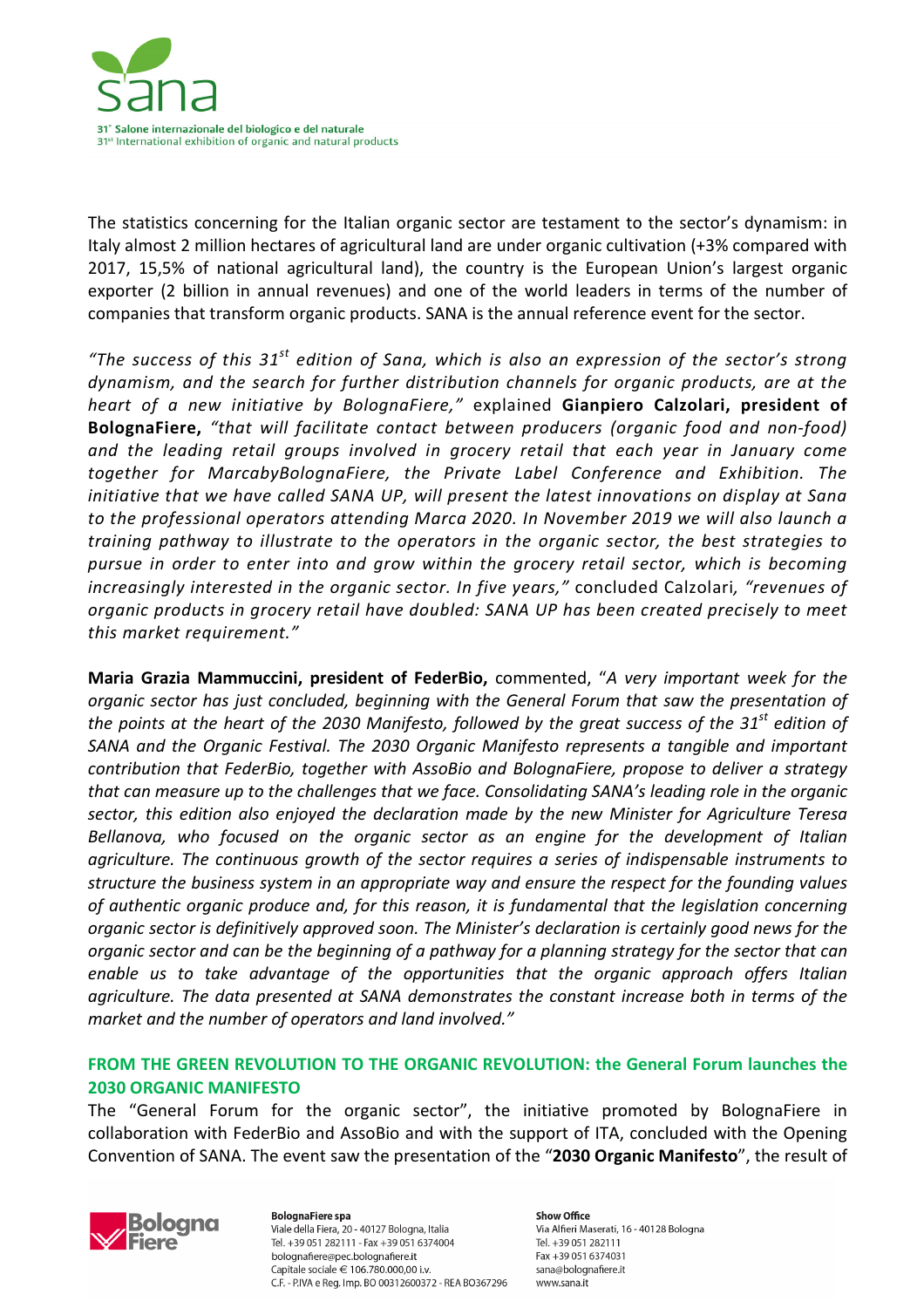The statistics concerning for the Italian organic sector are testament to the sector's dynamism: in Italy almost 2 million hectares of agricultural land are under organic cultivation (+3% compared with 2017, 15,5% of national agricultural land), the country is the European Union's largest organic exporter (2 billion in annual revenues) and one of the world leaders in terms of the number of companies that transform organic products. SANA is the annual reference event for the sector.

*"The success of this 31st edition of Sana, which is also an expression of the sector's strong dynamism, and the search for further distribution channels for organic products, are at the heart of a new initiative by BolognaFiere,"* explained **Gianpiero Calzolari, president of BolognaFiere,** *"that will facilitate contact between producers (organic food and non-food) and the leading retail groups involved in grocery retail that each year in January come together for MarcabyBolognaFiere, the Private Label Conference and Exhibition. The initiative that we have called SANA UP, will present the latest innovations on display at Sana to the professional operators attending Marca 2020. In November 2019 we will also launch a training pathway to illustrate to the operators in the organic sector, the best strategies to pursue in order to enter into and grow within the grocery retail sector, which is becoming increasingly interested in the organic sector. In five years,"* concluded Calzolari, *"revenues of organic products in grocery retail have doubled: SANA UP has been created precisely to meet this market requirement."*

**Maria Grazia Mammuccini, president of FederBio,** commented, "*A very important week for the organic sector has just concluded, beginning with the General Forum that saw the presentation of the points at the heart of the 2030 Manifesto, followed by the great success of the 31st edition of SANA and the Organic Festival. The 2030 Organic Manifesto represents a tangible and important contribution that FederBio, together with AssoBio and BolognaFiere, propose to deliver a strategy that can measure up to the challenges that we face. Consolidating SANA's leading role in the organic sector, this edition also enjoyed the declaration made by the new Minister for Agriculture Teresa Bellanova, who focused on the organic sector as an engine for the development of Italian agriculture. The continuous growth of the sector requires a series of indispensable instruments to structure the business system in an appropriate way and ensure the respect for the founding values of authentic organic produce and, for this reason, it is fundamental that the legislation concerning organic sector is definitively approved soon. The Minister's declaration is certainly good news for the organic sector and can be the beginning of a pathway for a planning strategy for the sector that can enable us to take advantage of the opportunities that the organic approach offers Italian agriculture. The data presented at SANA demonstrates the constant increase both in terms of the market and the number of operators and land involved.*"

## FROM THE GREEN REVOLUTION TO THE ORGANIC REVOLUTION: the General Forum launches the 2030 ORGANIC MANIFESTO

The "General Forum for the organic sector", the initiative promoted by BolognaFiere in collaboration with FederBio and AssoBio and with the support of ITA, concluded with the Opening Convention of SANA. The event saw the presentation of the "**2030 Organic Manifesto**", the result of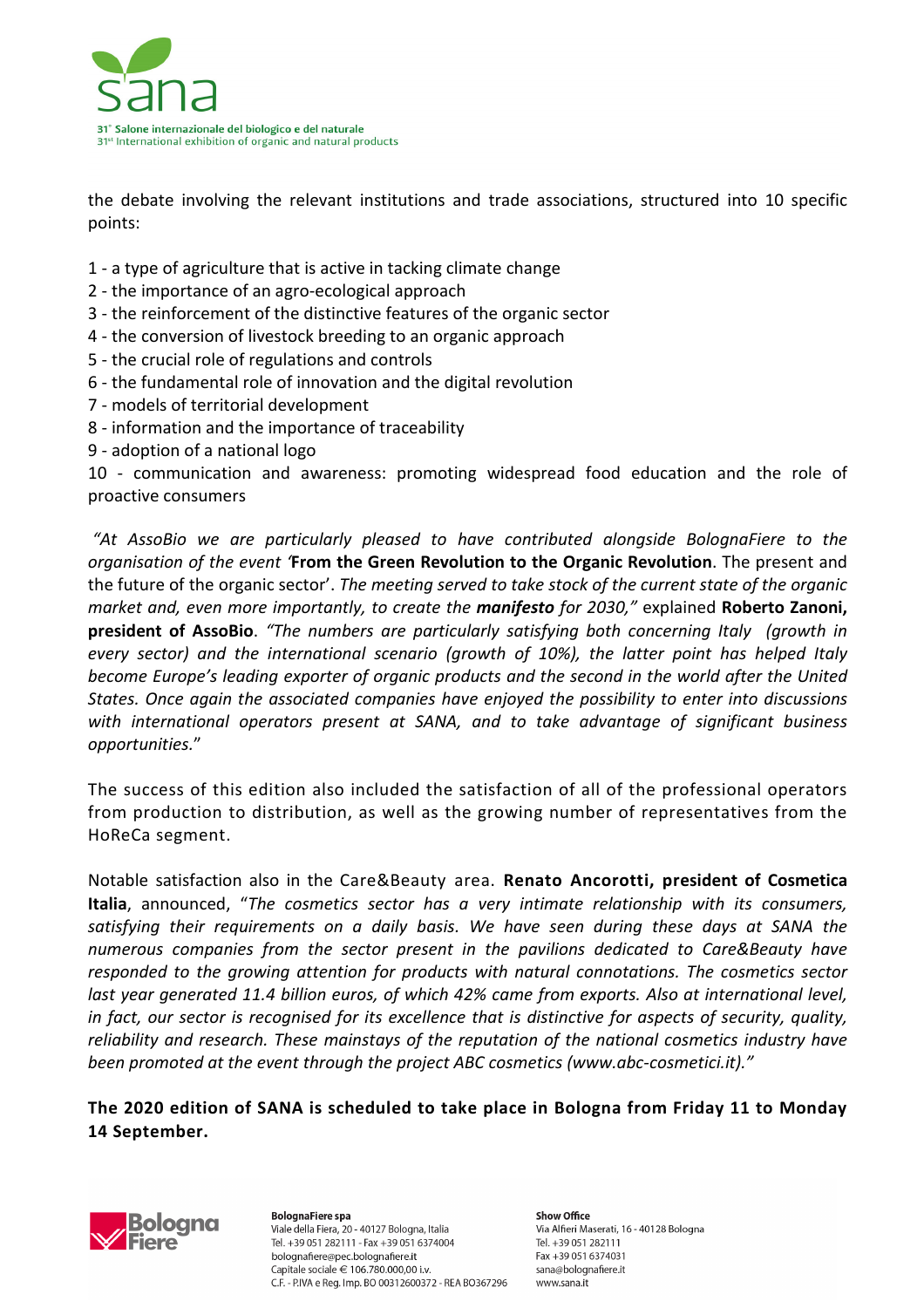the debate involving the relevant institutions and trade associations, structured into 10 specific points:

1 - a type of agriculture that is active in tacking climate change
2 - the importance of an agro-ecological approach
3 - the reinforcement of the distinctive features of the organic sector
4 - the conversion of livestock breeding to an organic approach
5 - the crucial role of regulations and controls
6 - the fundamental role of innovation and the digital revolution
7 - models of territorial development
8 - information and the importance of traceability
9 - adoption of a national logo
10 - communication and awareness: promoting widespread food education and the role of proactive consumers

*"At AssoBio we are particularly pleased to have contributed alongside BolognaFiere to the organisation of the event '***From the Green Revolution to the Organic Revolution**. The present and the future of the organic sector'. *The meeting served to take stock of the current state of the organic market and, even more importantly, to create the* ***manifesto*** *for 2030,"* explained **Roberto Zanoni, president of AssoBio**. *"The numbers are particularly satisfying both concerning Italy (growth in every sector) and the international scenario (growth of 10%), the latter point has helped Italy become Europe's leading exporter of organic products and the second in the world after the United States. Once again the associated companies have enjoyed the possibility to enter into discussions with international operators present at SANA, and to take advantage of significant business opportunities.*"

The success of this edition also included the satisfaction of all of the professional operators from production to distribution, as well as the growing number of representatives from the HoReCa segment.

Notable satisfaction also in the Care&Beauty area. **Renato Ancorotti, president of Cosmetica Italia**, announced, "*The cosmetics sector has a very intimate relationship with its consumers, satisfying their requirements on a daily basis. We have seen during these days at SANA the numerous companies from the sector present in the pavilions dedicated to Care&Beauty have responded to the growing attention for products with natural connotations. The cosmetics sector last year generated 11.4 billion euros, of which 42% came from exports. Also at international level, in fact, our sector is recognised for its excellence that is distinctive for aspects of security, quality, reliability and research. These mainstays of the reputation of the national cosmetics industry have been promoted at the event through the project ABC cosmetics (www.abc-cosmetici.it)."*

**The 2020 edition of SANA is scheduled to take place in Bologna from Friday 11 to Monday 14 September.**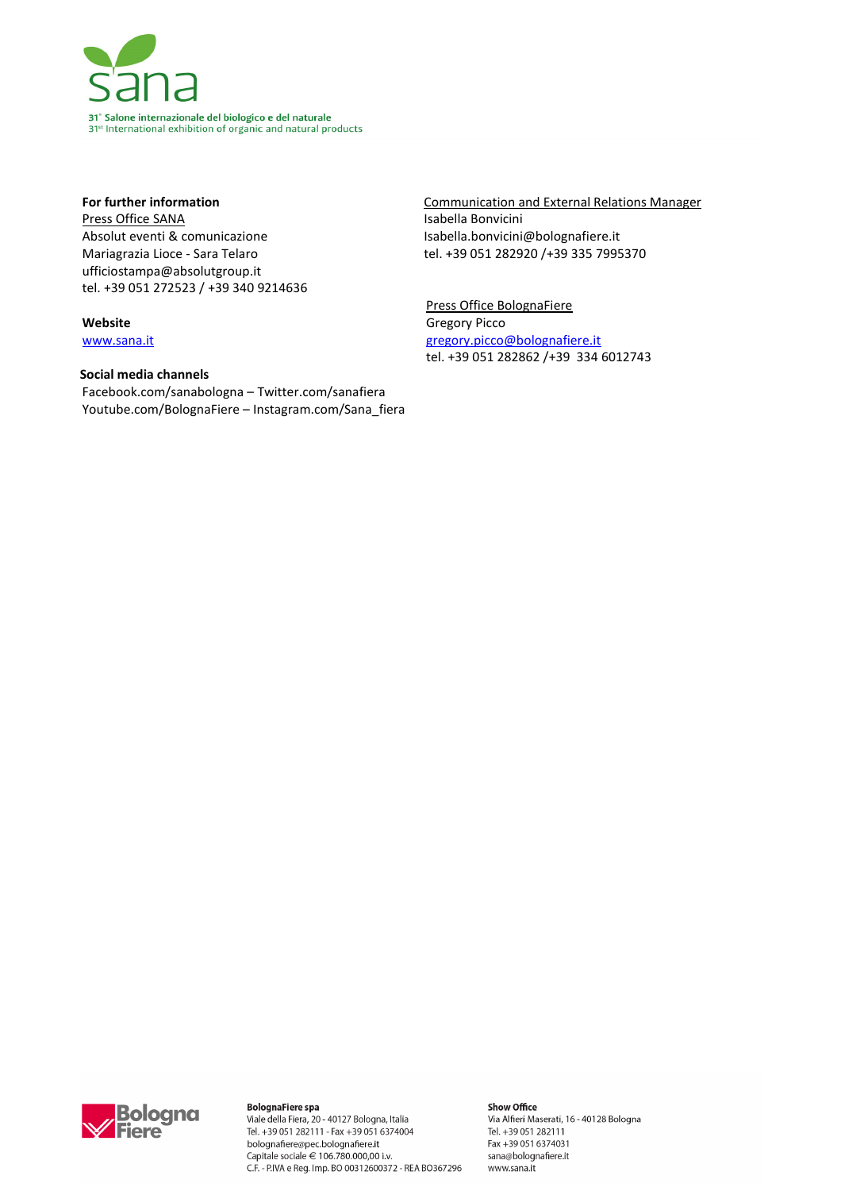31° Salone internazionale del biologico e del naturale
31st International exhibition of organic and natural products

**For further information**
Press Office SANA
Absolut eventi & comunicazione
Mariagrazia Lioce - Sara Telaro
ufficiostampa@absolutgroup.it
tel. +39 051 272523 / +39 340 9214636

**Website**
www.sana.it

**Social media channels**
Facebook.com/sanabologna – Twitter.com/sanafiera
Youtube.com/BolognaFiere – Instagram.com/Sana_fiera

Communication and External Relations Manager
Isabella Bonvicini
Isabella.bonvicini@bolognafiere.it
tel. +39 051 282920 /+39 335 7995370

Press Office BolognaFiere
Gregory Picco
gregory.picco@bolognafiere.it
tel. +39 051 282862 /+39 334 6012743

**BolognaFiere spa**
Viale della Fiera, 20 - 40127 Bologna, Italia
Tel. +39 051 282111 - Fax +39 051 6374004
bolognafiere@pec.bolognafiere.it
Capitale sociale € 106.780.000,00 i.v.
C.F. - P.IVA e Reg. Imp. BO 00312600372 - REA BO367296

**Show Office**
Via Alfieri Maserati, 16 - 40128 Bologna
Tel. +39 051 282111
Fax +39 051 6374031
sana@bolognafiere.it
www.sana.it